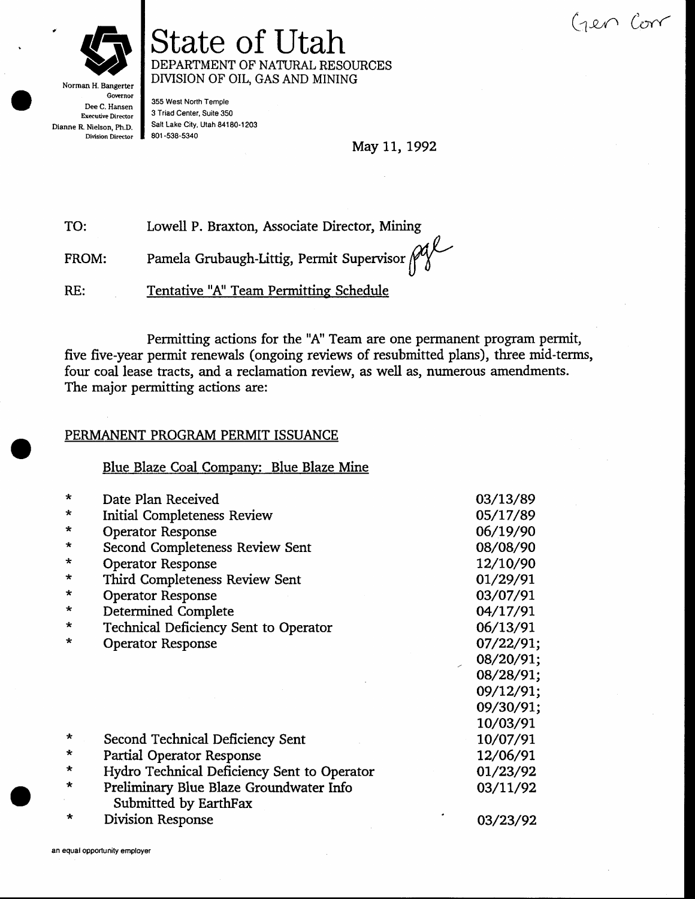Gen Corr

# State of Utah

DEPARTMENT OF NATURAL RESOURCES
DIVISION OF OIL, GAS AND MINING

Norman H. Bangerter
Governor
Dee C. Hansen
Executive Director
Dianne R. Nielson, Ph.D.
Division Director

355 West North Temple
3 Triad Center, Suite 350
Salt Lake City, Utah 84180-1203
801-538-5340

May 11, 1992

TO: Lowell P. Braxton, Associate Director, Mining

FROM: Pamela Grubaugh-Littig, Permit Supervisor *pgl*

RE: Tentative "A" Team Permitting Schedule

Permitting actions for the "A" Team are one permanent program permit, five five-year permit renewals (ongoing reviews of resubmitted plans), three mid-terms, four coal lease tracts, and a reclamation review, as well as, numerous amendments. The major permitting actions are:

PERMANENT PROGRAM PERMIT ISSUANCE

Blue Blaze Coal Company: Blue Blaze Mine

| | | |
|---|---|---|
| * | Date Plan Received | 03/13/89 |
| * | Initial Completeness Review | 05/17/89 |
| * | Operator Response | 06/19/90 |
| * | Second Completeness Review Sent | 08/08/90 |
| * | Operator Response | 12/10/90 |
| * | Third Completeness Review Sent | 01/29/91 |
| * | Operator Response | 03/07/91 |
| * | Determined Complete | 04/17/91 |
| * | Technical Deficiency Sent to Operator | 06/13/91 |
| * | Operator Response | 07/22/91; 08/20/91; 08/28/91; 09/12/91; 09/30/91; 10/03/91 |
| * | Second Technical Deficiency Sent | 10/07/91 |
| * | Partial Operator Response | 12/06/91 |
| * | Hydro Technical Deficiency Sent to Operator | 01/23/92 |
| * | Preliminary Blue Blaze Groundwater Info Submitted by EarthFax | 03/11/92 |
| * | Division Response | 03/23/92 |

an equal opportunity employer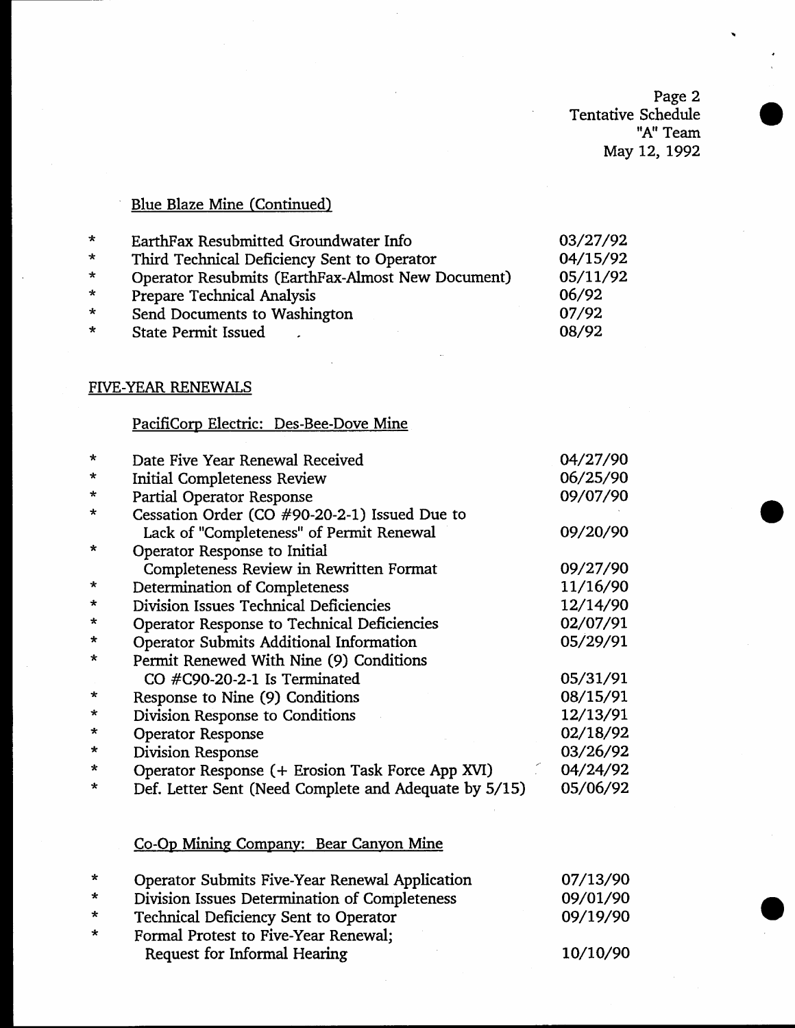Page 2
Tentative Schedule
"A" Team
May 12, 1992

### Blue Blaze Mine (Continued)

| | | |
|---|---|---|
| * | EarthFax Resubmitted Groundwater Info | 03/27/92 |
| * | Third Technical Deficiency Sent to Operator | 04/15/92 |
| * | Operator Resubmits (EarthFax-Almost New Document) | 05/11/92 |
| * | Prepare Technical Analysis | 06/92 |
| * | Send Documents to Washington | 07/92 |
| * | State Permit Issued | 08/92 |

## FIVE-YEAR RENEWALS

### PacifiCorp Electric: Des-Bee-Dove Mine

| | | |
|---|---|---|
| * | Date Five Year Renewal Received | 04/27/90 |
| * | Initial Completeness Review | 06/25/90 |
| * | Partial Operator Response | 09/07/90 |
| * | Cessation Order (CO #90-20-2-1) Issued Due to Lack of "Completeness" of Permit Renewal | 09/20/90 |
| * | Operator Response to Initial Completeness Review in Rewritten Format | 09/27/90 |
| * | Determination of Completeness | 11/16/90 |
| * | Division Issues Technical Deficiencies | 12/14/90 |
| * | Operator Response to Technical Deficiencies | 02/07/91 |
| * | Operator Submits Additional Information | 05/29/91 |
| * | Permit Renewed With Nine (9) Conditions CO #C90-20-2-1 Is Terminated | 05/31/91 |
| * | Response to Nine (9) Conditions | 08/15/91 |
| * | Division Response to Conditions | 12/13/91 |
| * | Operator Response | 02/18/92 |
| * | Division Response | 03/26/92 |
| * | Operator Response (+ Erosion Task Force App XVI) | 04/24/92 |
| * | Def. Letter Sent (Need Complete and Adequate by 5/15) | 05/06/92 |

### Co-Op Mining Company: Bear Canyon Mine

| | | |
|---|---|---|
| * | Operator Submits Five-Year Renewal Application | 07/13/90 |
| * | Division Issues Determination of Completeness | 09/01/90 |
| * | Technical Deficiency Sent to Operator | 09/19/90 |
| * | Formal Protest to Five-Year Renewal; Request for Informal Hearing | 10/10/90 |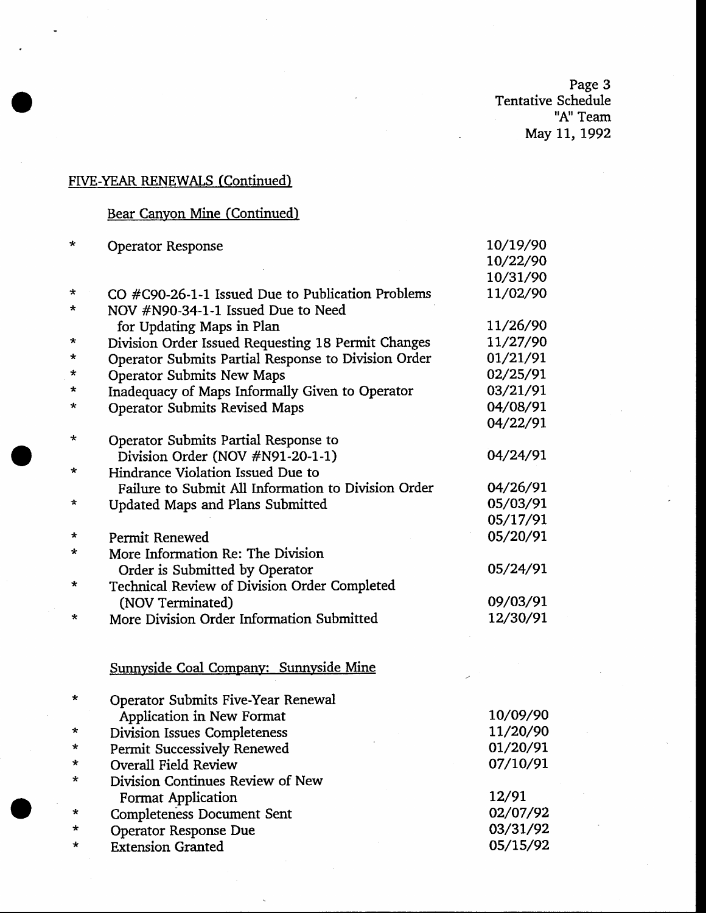## FIVE-YEAR RENEWALS (Continued)

### Bear Canyon Mine (Continued)

| | | |
|---|---|---|
| * | Operator Response | 10/19/90<br>10/22/90<br>10/31/90 |
| * | CO #C90-26-1-1 Issued Due to Publication Problems | 11/02/90 |
| * | NOV #N90-34-1-1 Issued Due to Need for Updating Maps in Plan | 11/26/90 |
| * | Division Order Issued Requesting 18 Permit Changes | 11/27/90 |
| * | Operator Submits Partial Response to Division Order | 01/21/91 |
| * | Operator Submits New Maps | 02/25/91 |
| * | Inadequacy of Maps Informally Given to Operator | 03/21/91 |
| * | Operator Submits Revised Maps | 04/08/91<br>04/22/91 |
| * | Operator Submits Partial Response to Division Order (NOV #N91-20-1-1) | 04/24/91 |
| * | Hindrance Violation Issued Due to Failure to Submit All Information to Division Order | 04/26/91 |
| * | Updated Maps and Plans Submitted | 05/03/91<br>05/17/91 |
| * | Permit Renewed | 05/20/91 |
| * | More Information Re: The Division Order is Submitted by Operator | 05/24/91 |
| * | Technical Review of Division Order Completed (NOV Terminated) | 09/03/91 |
| * | More Division Order Information Submitted | 12/30/91 |

### Sunnyside Coal Company: Sunnyside Mine

| | | |
|---|---|---|
| * | Operator Submits Five-Year Renewal Application in New Format | 10/09/90 |
| * | Division Issues Completeness | 11/20/90 |
| * | Permit Successively Renewed | 01/20/91 |
| * | Overall Field Review | 07/10/91 |
| * | Division Continues Review of New Format Application | 12/91 |
| * | Completeness Document Sent | 02/07/92 |
| * | Operator Response Due | 03/31/92 |
| * | Extension Granted | 05/15/92 |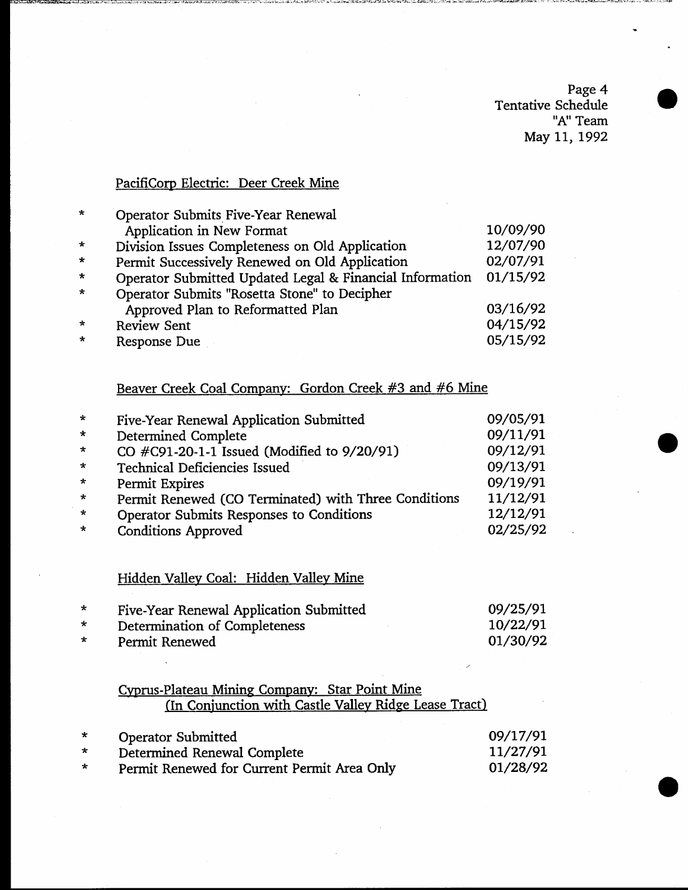Page 4
Tentative Schedule
"A" Team
May 11, 1992

## PacifiCorp Electric: Deer Creek Mine

| | | |
|---|---|---|
| * | Operator Submits Five-Year Renewal Application in New Format | 10/09/90 |
| * | Division Issues Completeness on Old Application | 12/07/90 |
| * | Permit Successively Renewed on Old Application | 02/07/91 |
| * | Operator Submitted Updated Legal & Financial Information | 01/15/92 |
| * | Operator Submits "Rosetta Stone" to Decipher Approved Plan to Reformatted Plan | 03/16/92 |
| * | Review Sent | 04/15/92 |
| * | Response Due | 05/15/92 |

## Beaver Creek Coal Company: Gordon Creek #3 and #6 Mine

| | | |
|---|---|---|
| * | Five-Year Renewal Application Submitted | 09/05/91 |
| * | Determined Complete | 09/11/91 |
| * | CO #C91-20-1-1 Issued (Modified to 9/20/91) | 09/12/91 |
| * | Technical Deficiencies Issued | 09/13/91 |
| * | Permit Expires | 09/19/91 |
| * | Permit Renewed (CO Terminated) with Three Conditions | 11/12/91 |
| * | Operator Submits Responses to Conditions | 12/12/91 |
| * | Conditions Approved | 02/25/92 |

## Hidden Valley Coal: Hidden Valley Mine

| | | |
|---|---|---|
| * | Five-Year Renewal Application Submitted | 09/25/91 |
| * | Determination of Completeness | 10/22/91 |
| * | Permit Renewed | 01/30/92 |

## Cyprus-Plateau Mining Company: Star Point Mine (In Conjunction with Castle Valley Ridge Lease Tract)

| | | |
|---|---|---|
| * | Operator Submitted | 09/17/91 |
| * | Determined Renewal Complete | 11/27/91 |
| * | Permit Renewed for Current Permit Area Only | 01/28/92 |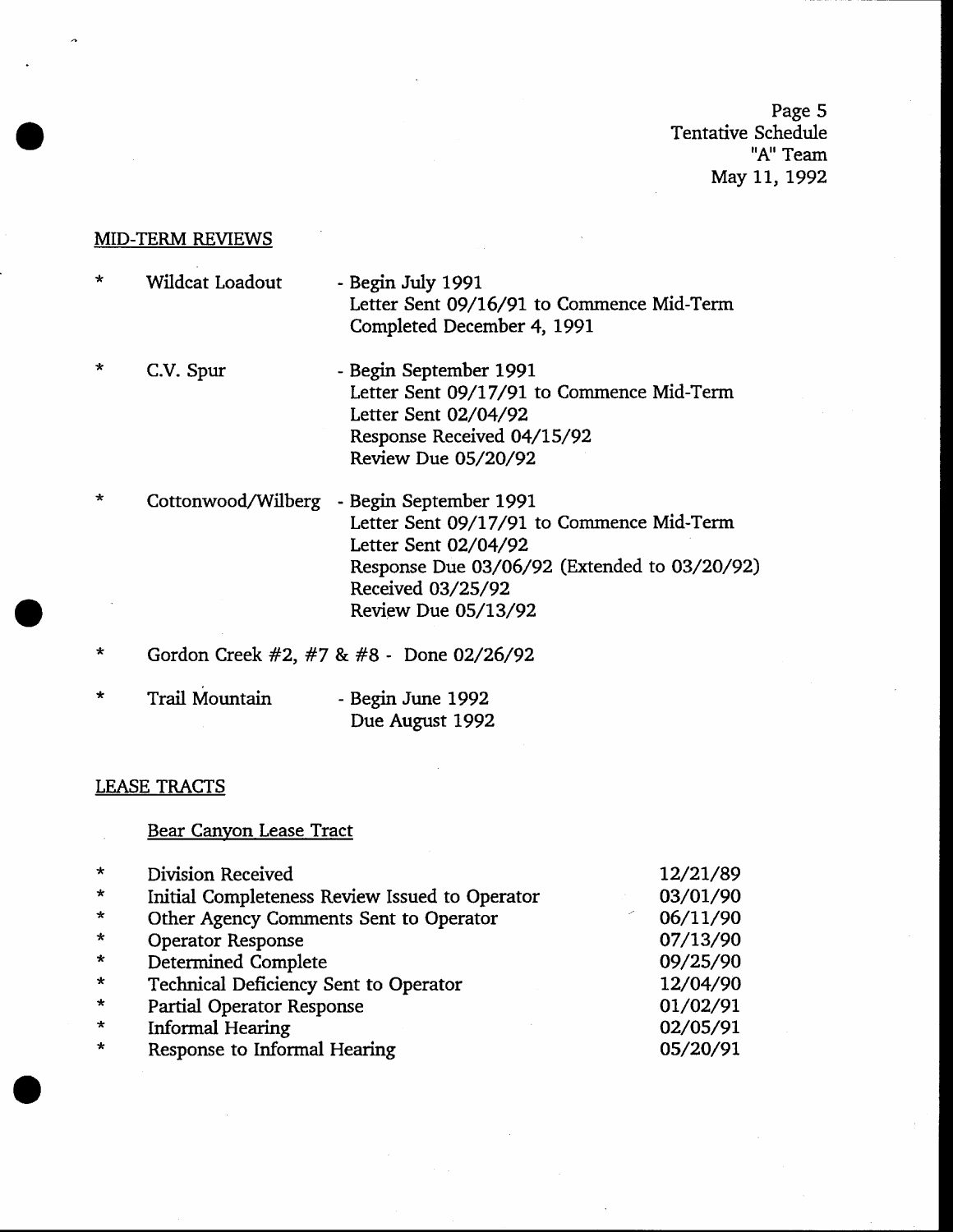## MID-TERM REVIEWS

* Wildcat Loadout - Begin July 1991
  Letter Sent 09/16/91 to Commence Mid-Term
  Completed December 4, 1991

* C.V. Spur - Begin September 1991
  Letter Sent 09/17/91 to Commence Mid-Term
  Letter Sent 02/04/92
  Response Received 04/15/92
  Review Due 05/20/92

* Cottonwood/Wilberg - Begin September 1991
  Letter Sent 09/17/91 to Commence Mid-Term
  Letter Sent 02/04/92
  Response Due 03/06/92 (Extended to 03/20/92)
  Received 03/25/92
  Review Due 05/13/92

* Gordon Creek #2, #7 & #8 - Done 02/26/92

* Trail Mountain - Begin June 1992
  Due August 1992

## LEASE TRACTS

### Bear Canyon Lease Tract

| | |
|---|---|
| * Division Received | 12/21/89 |
| * Initial Completeness Review Issued to Operator | 03/01/90 |
| * Other Agency Comments Sent to Operator | 06/11/90 |
| * Operator Response | 07/13/90 |
| * Determined Complete | 09/25/90 |
| * Technical Deficiency Sent to Operator | 12/04/90 |
| * Partial Operator Response | 01/02/91 |
| * Informal Hearing | 02/05/91 |
| * Response to Informal Hearing | 05/20/91 |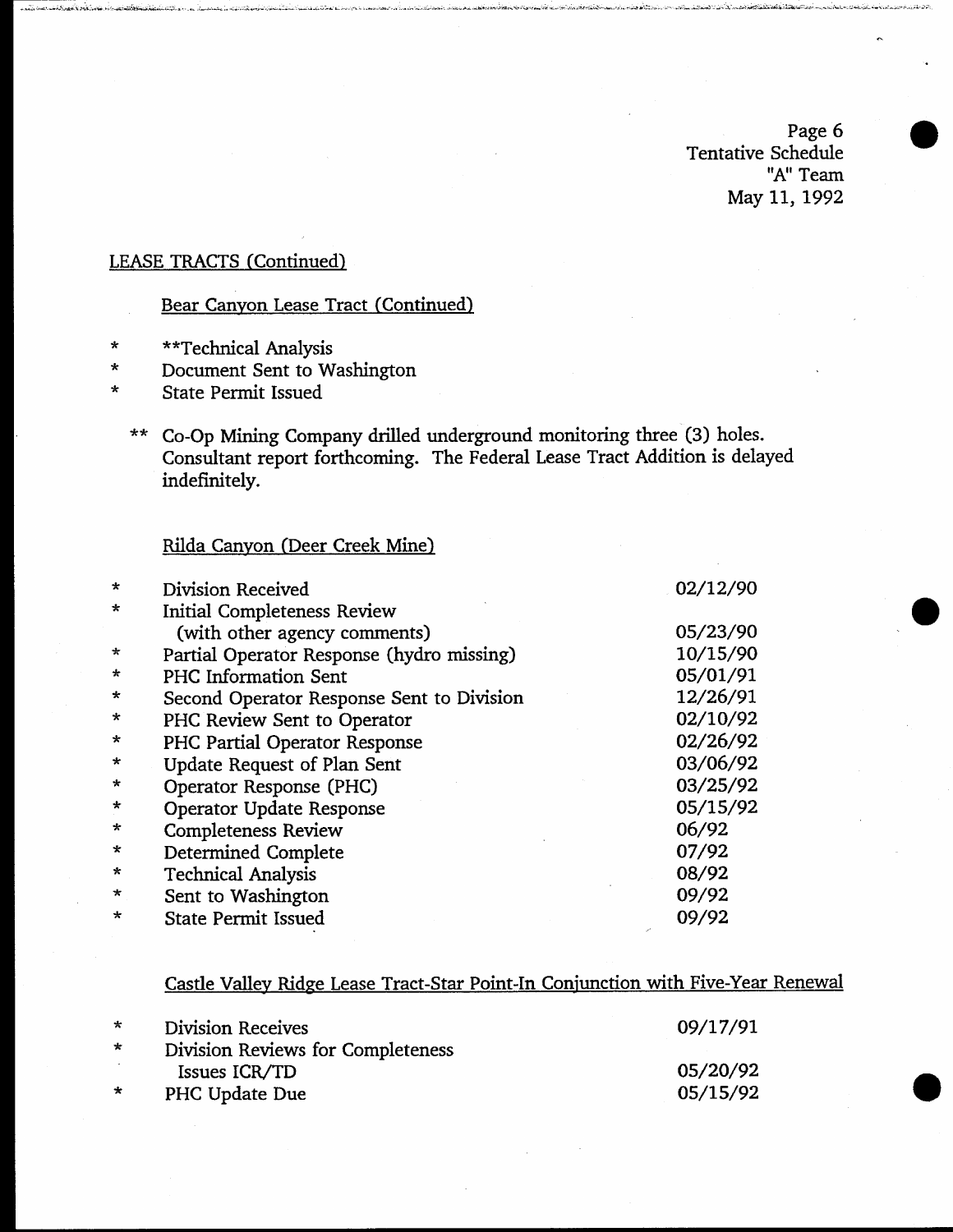Page 6
Tentative Schedule
"A" Team
May 11, 1992

LEASE TRACTS (Continued)

Bear Canyon Lease Tract (Continued)

- **Technical Analysis
- Document Sent to Washington
- State Permit Issued

** Co-Op Mining Company drilled underground monitoring three (3) holes. Consultant report forthcoming. The Federal Lease Tract Addition is delayed indefinitely.

Rilda Canyon (Deer Creek Mine)

| | |
|---|---|
| * Division Received | 02/12/90 |
| * Initial Completeness Review (with other agency comments) | 05/23/90 |
| * Partial Operator Response (hydro missing) | 10/15/90 |
| * PHC Information Sent | 05/01/91 |
| * Second Operator Response Sent to Division | 12/26/91 |
| * PHC Review Sent to Operator | 02/10/92 |
| * PHC Partial Operator Response | 02/26/92 |
| * Update Request of Plan Sent | 03/06/92 |
| * Operator Response (PHC) | 03/25/92 |
| * Operator Update Response | 05/15/92 |
| * Completeness Review | 06/92 |
| * Determined Complete | 07/92 |
| * Technical Analysis | 08/92 |
| * Sent to Washington | 09/92 |
| * State Permit Issued | 09/92 |

Castle Valley Ridge Lease Tract-Star Point-In Conjunction with Five-Year Renewal

| | |
|---|---|
| * Division Receives | 09/17/91 |
| * Division Reviews for Completeness Issues ICR/TD | 05/20/92 |
| * PHC Update Due | 05/15/92 |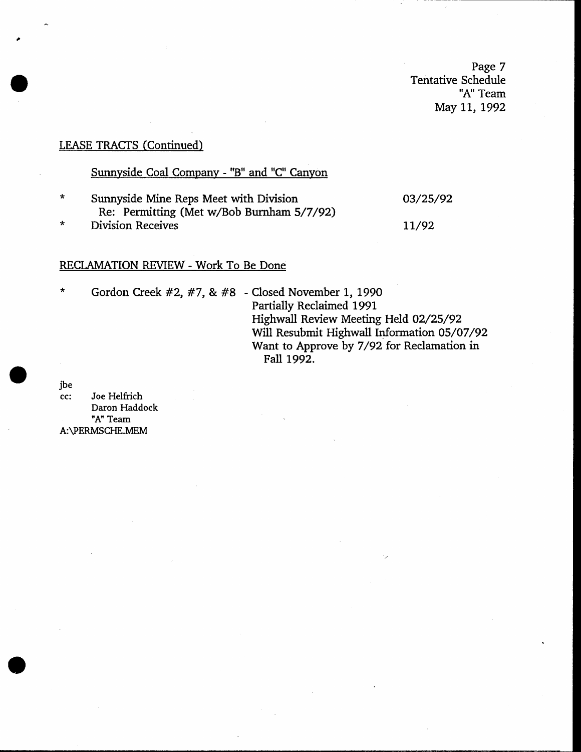## LEASE TRACTS (Continued)

### Sunnyside Coal Company - "B" and "C" Canyon

| | | |
|---|---|---|
| * | Sunnyside Mine Reps Meet with Division<br>Re: Permitting (Met w/Bob Burnham 5/7/92) | 03/25/92 |
| * | Division Receives | 11/92 |

## RECLAMATION REVIEW - Work To Be Done

* Gordon Creek #2, #7, & #8 - Closed November 1, 1990
  Partially Reclaimed 1991
  Highwall Review Meeting Held 02/25/92
  Will Resubmit Highwall Information 05/07/92
  Want to Approve by 7/92 for Reclamation in Fall 1992.

jbe
cc: Joe Helfrich
Daron Haddock
"A" Team
A:\PERMSCHE.MEM